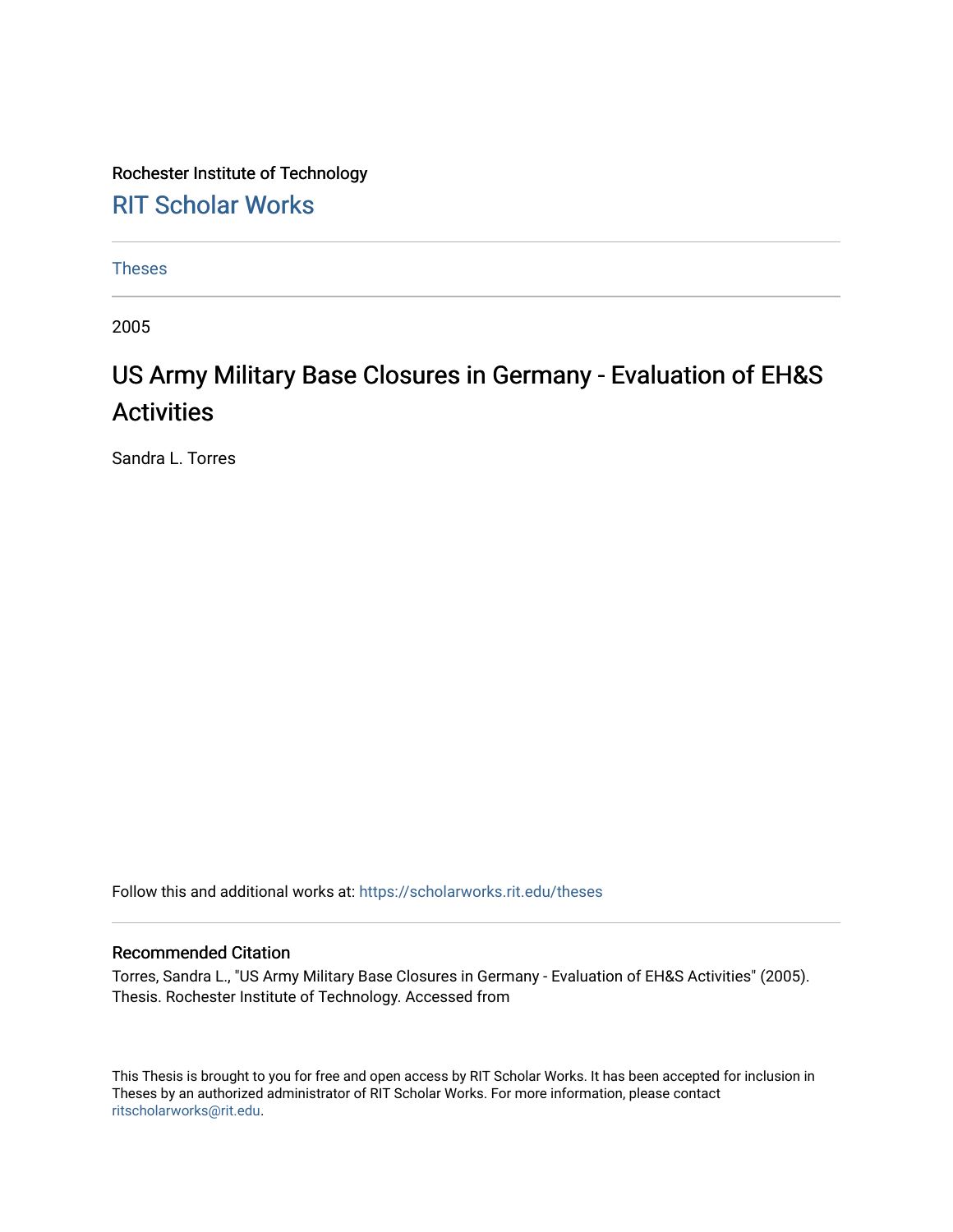Rochester Institute of Technology

RIT Scholar Works

Theses

2005

# US Army Military Base Closures in Germany - Evaluation of EH&S Activities

Sandra L. Torres

Follow this and additional works at: https://scholarworks.rit.edu/theses

### Recommended Citation

Torres, Sandra L., "US Army Military Base Closures in Germany - Evaluation of EH&S Activities" (2005). Thesis. Rochester Institute of Technology. Accessed from

This Thesis is brought to you for free and open access by RIT Scholar Works. It has been accepted for inclusion in Theses by an authorized administrator of RIT Scholar Works. For more information, please contact ritscholarworks@rit.edu.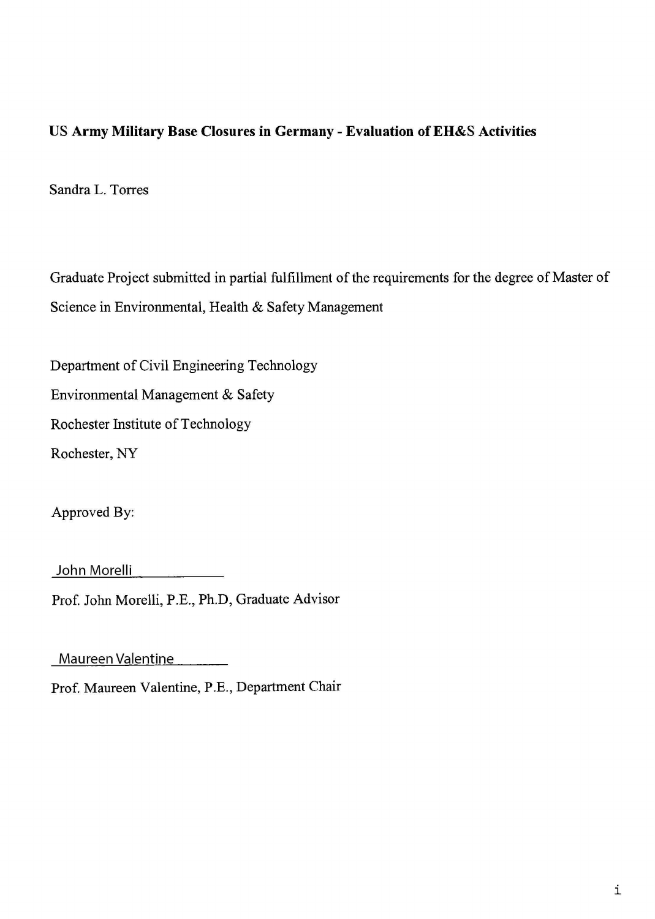**US Army Military Base Closures in Germany - Evaluation of EH&S Activities**

Sandra L. Torres

Graduate Project submitted in partial fulfillment of the requirements for the degree of Master of Science in Environmental, Health & Safety Management

Department of Civil Engineering Technology

Environmental Management & Safety

Rochester Institute of Technology

Rochester, NY

Approved By:

John Morelli

Prof. John Morelli, P.E., Ph.D, Graduate Advisor

Maureen Valentine

Prof. Maureen Valentine, P.E., Department Chair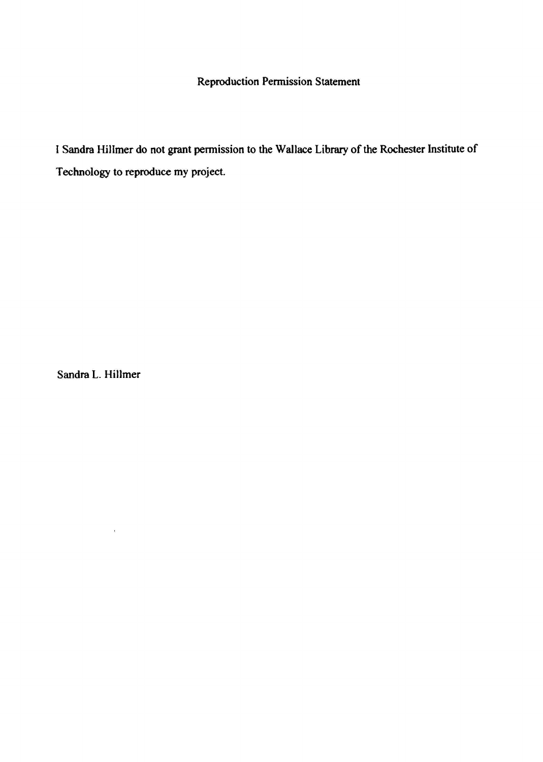# Reproduction Permission Statement

I Sandra Hillmer do not grant permission to the Wallace Library of the Rochester Institute of Technology to reproduce my project.

Sandra L. Hillmer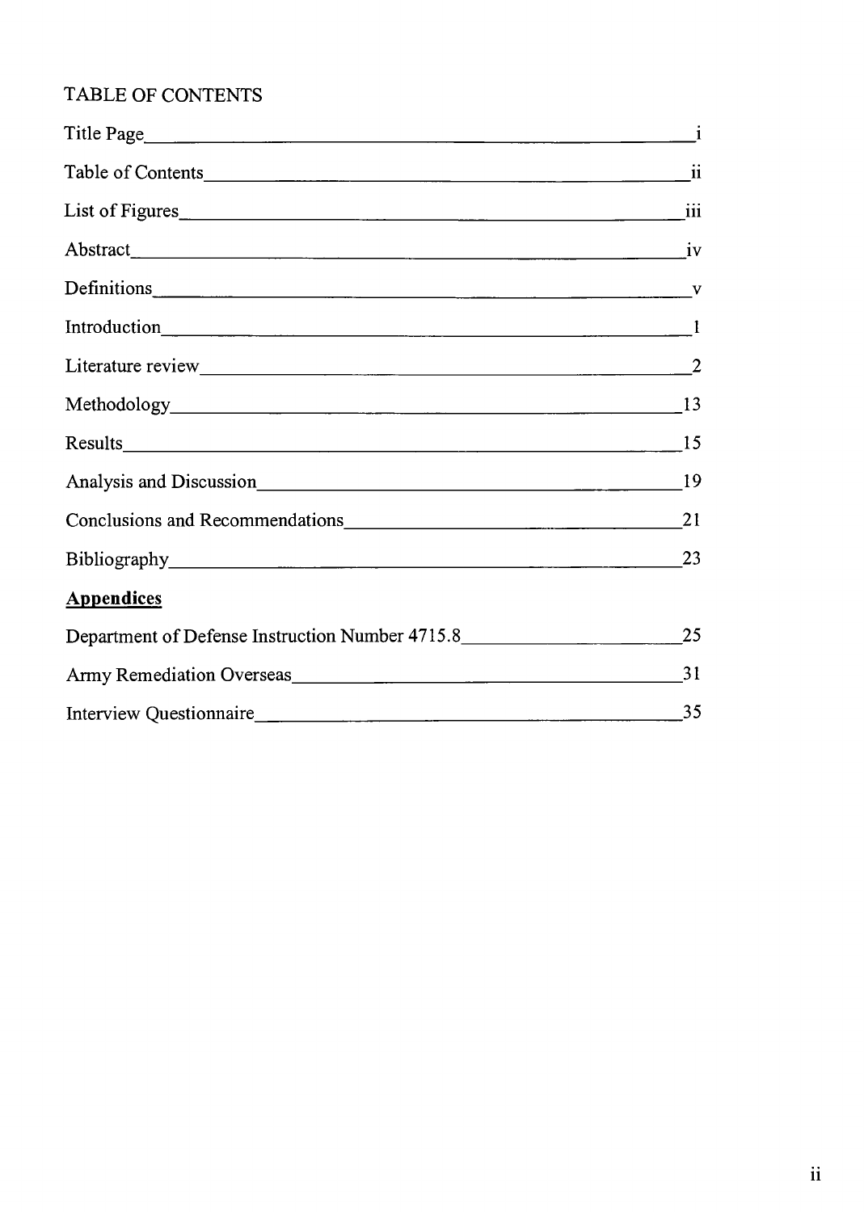# TABLE OF CONTENTS

| | |
|---|---|
| Title Page | i |
| Table of Contents | ii |
| List of Figures | iii |
| Abstract | iv |
| Definitions | v |
| Introduction | 1 |
| Literature review | 2 |
| Methodology | 13 |
| Results | 15 |
| Analysis and Discussion | 19 |
| Conclusions and Recommendations | 21 |
| Bibliography | 23 |

**Appendices**

| | |
|---|---|
| Department of Defense Instruction Number 4715.8 | 25 |
| Army Remediation Overseas | 31 |
| Interview Questionnaire | 35 |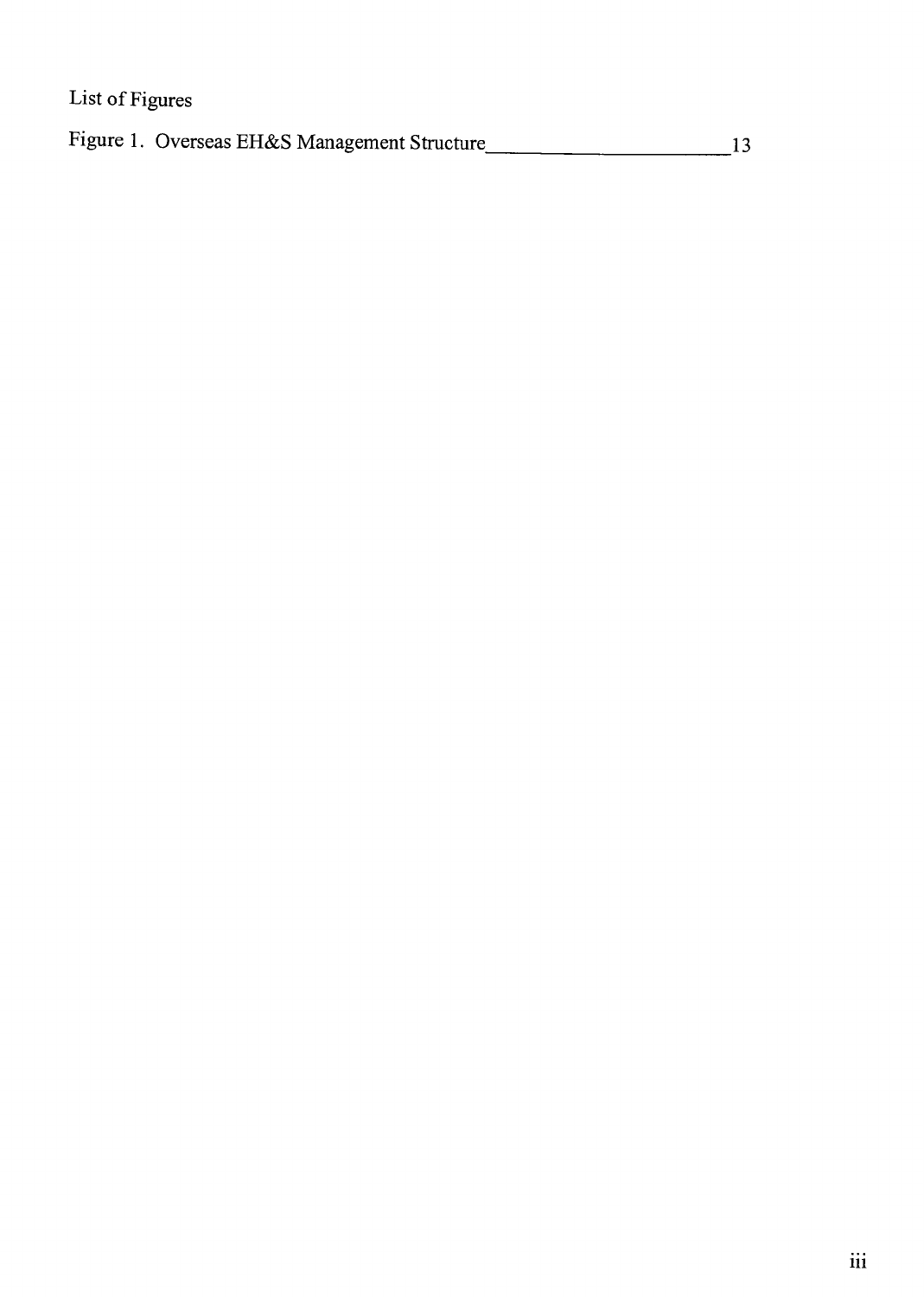List of Figures

Figure 1. Overseas EH&S Management Structure ____________________ 13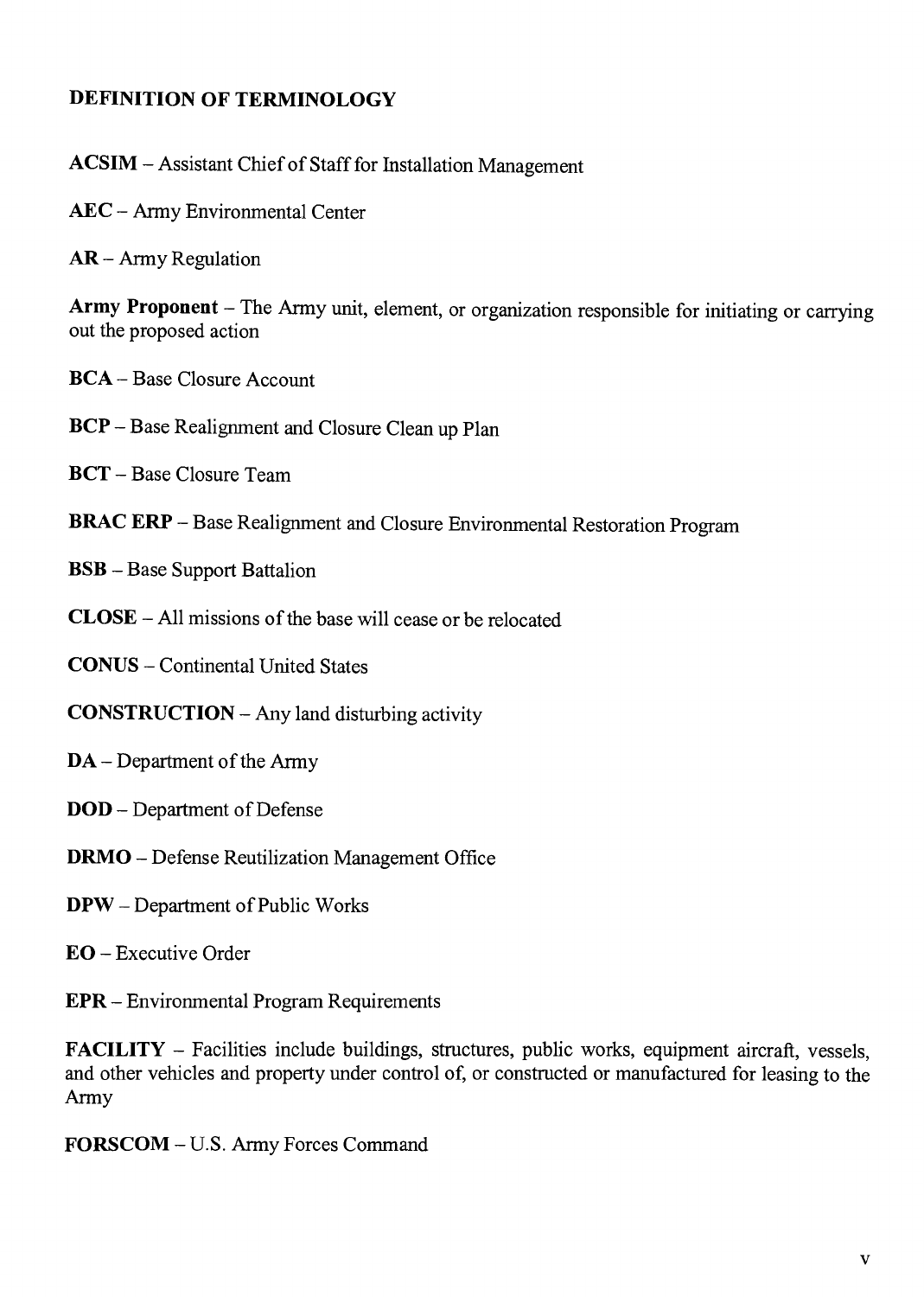## DEFINITION OF TERMINOLOGY

**ACSIM** – Assistant Chief of Staff for Installation Management

**AEC** – Army Environmental Center

**AR** – Army Regulation

**Army Proponent** – The Army unit, element, or organization responsible for initiating or carrying out the proposed action

**BCA** – Base Closure Account

**BCP** – Base Realignment and Closure Clean up Plan

**BCT** – Base Closure Team

**BRAC ERP** – Base Realignment and Closure Environmental Restoration Program

**BSB** – Base Support Battalion

**CLOSE** – All missions of the base will cease or be relocated

**CONUS** – Continental United States

**CONSTRUCTION** – Any land disturbing activity

**DA** – Department of the Army

**DOD** – Department of Defense

**DRMO** – Defense Reutilization Management Office

**DPW** – Department of Public Works

**EO** – Executive Order

**EPR** – Environmental Program Requirements

**FACILITY** – Facilities include buildings, structures, public works, equipment aircraft, vessels, and other vehicles and property under control of, or constructed or manufactured for leasing to the Army

**FORSCOM** – U.S. Army Forces Command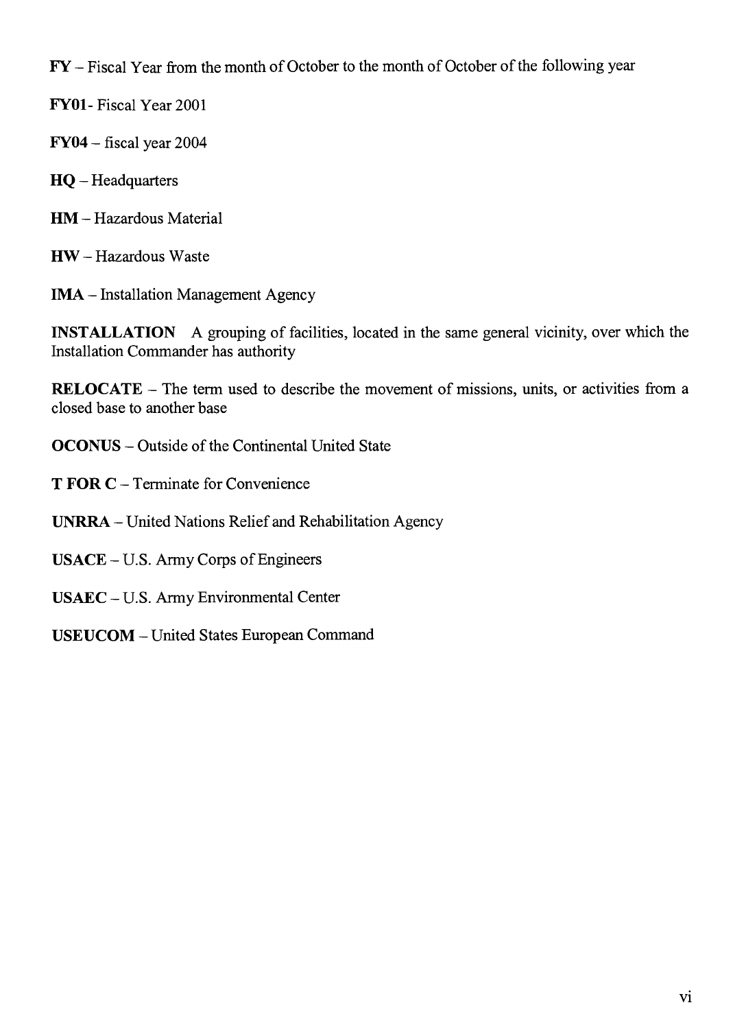**FY** – Fiscal Year from the month of October to the month of October of the following year

**FY01**- Fiscal Year 2001

**FY04** – fiscal year 2004

**HQ** – Headquarters

**HM** – Hazardous Material

**HW** – Hazardous Waste

**IMA** – Installation Management Agency

**INSTALLATION** A grouping of facilities, located in the same general vicinity, over which the Installation Commander has authority

**RELOCATE** – The term used to describe the movement of missions, units, or activities from a closed base to another base

**OCONUS** – Outside of the Continental United State

**T FOR C** – Terminate for Convenience

**UNRRA** – United Nations Relief and Rehabilitation Agency

**USACE** – U.S. Army Corps of Engineers

**USAEC** – U.S. Army Environmental Center

**USEUCOM** – United States European Command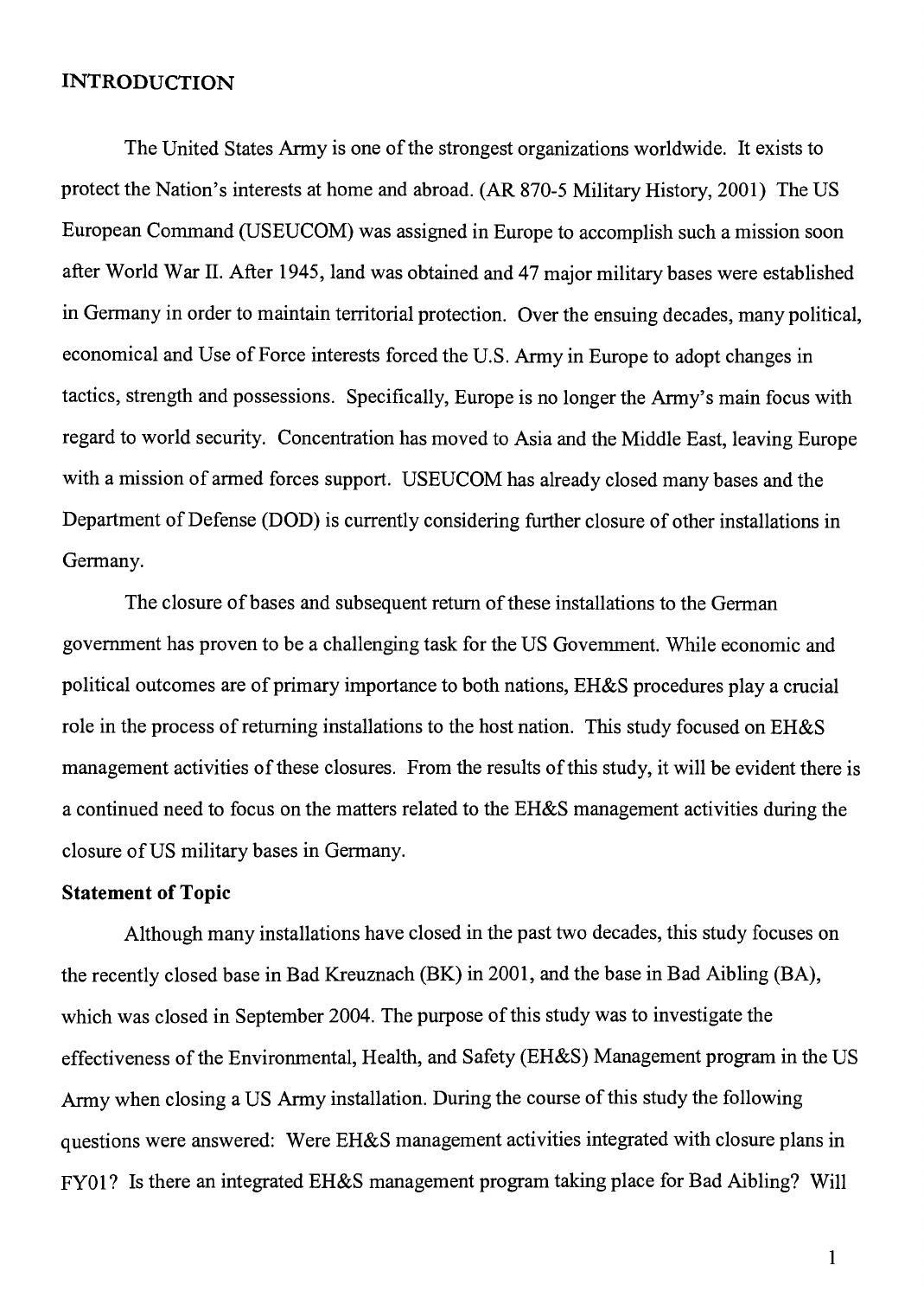## INTRODUCTION

The United States Army is one of the strongest organizations worldwide. It exists to protect the Nation's interests at home and abroad. (AR 870-5 Military History, 2001) The US European Command (USEUCOM) was assigned in Europe to accomplish such a mission soon after World War II. After 1945, land was obtained and 47 major military bases were established in Germany in order to maintain territorial protection. Over the ensuing decades, many political, economical and Use of Force interests forced the U.S. Army in Europe to adopt changes in tactics, strength and possessions. Specifically, Europe is no longer the Army's main focus with regard to world security. Concentration has moved to Asia and the Middle East, leaving Europe with a mission of armed forces support. USEUCOM has already closed many bases and the Department of Defense (DOD) is currently considering further closure of other installations in Germany.

The closure of bases and subsequent return of these installations to the German government has proven to be a challenging task for the US Government. While economic and political outcomes are of primary importance to both nations, EH&S procedures play a crucial role in the process of returning installations to the host nation. This study focused on EH&S management activities of these closures. From the results of this study, it will be evident there is a continued need to focus on the matters related to the EH&S management activities during the closure of US military bases in Germany.

### Statement of Topic

Although many installations have closed in the past two decades, this study focuses on the recently closed base in Bad Kreuznach (BK) in 2001, and the base in Bad Aibling (BA), which was closed in September 2004. The purpose of this study was to investigate the effectiveness of the Environmental, Health, and Safety (EH&S) Management program in the US Army when closing a US Army installation. During the course of this study the following questions were answered: Were EH&S management activities integrated with closure plans in FY01? Is there an integrated EH&S management program taking place for Bad Aibling? Will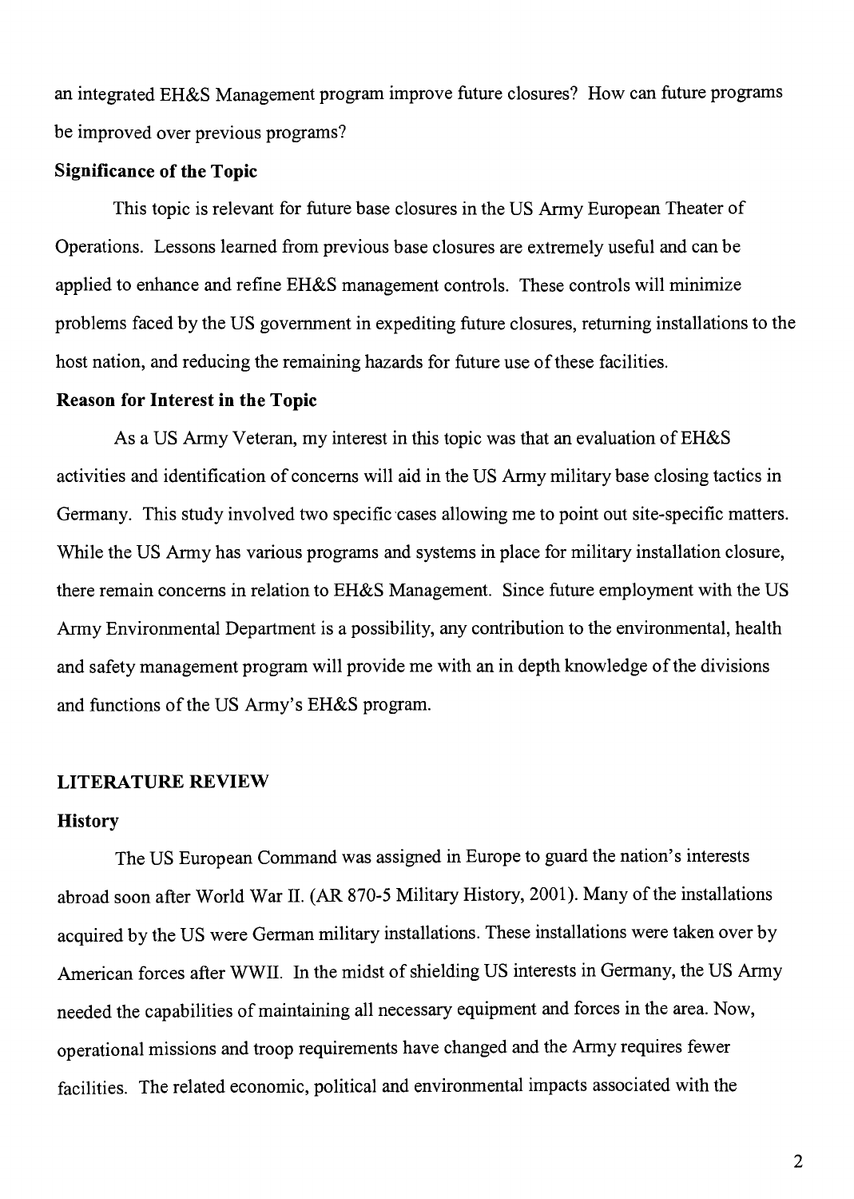an integrated EH&S Management program improve future closures? How can future programs be improved over previous programs?

### Significance of the Topic

This topic is relevant for future base closures in the US Army European Theater of Operations. Lessons learned from previous base closures are extremely useful and can be applied to enhance and refine EH&S management controls. These controls will minimize problems faced by the US government in expediting future closures, returning installations to the host nation, and reducing the remaining hazards for future use of these facilities.

### Reason for Interest in the Topic

As a US Army Veteran, my interest in this topic was that an evaluation of EH&S activities and identification of concerns will aid in the US Army military base closing tactics in Germany. This study involved two specific cases allowing me to point out site-specific matters. While the US Army has various programs and systems in place for military installation closure, there remain concerns in relation to EH&S Management. Since future employment with the US Army Environmental Department is a possibility, any contribution to the environmental, health and safety management program will provide me with an in depth knowledge of the divisions and functions of the US Army's EH&S program.

## LITERATURE REVIEW

### History

The US European Command was assigned in Europe to guard the nation's interests abroad soon after World War II. (AR 870-5 Military History, 2001). Many of the installations acquired by the US were German military installations. These installations were taken over by American forces after WWII. In the midst of shielding US interests in Germany, the US Army needed the capabilities of maintaining all necessary equipment and forces in the area. Now, operational missions and troop requirements have changed and the Army requires fewer facilities. The related economic, political and environmental impacts associated with the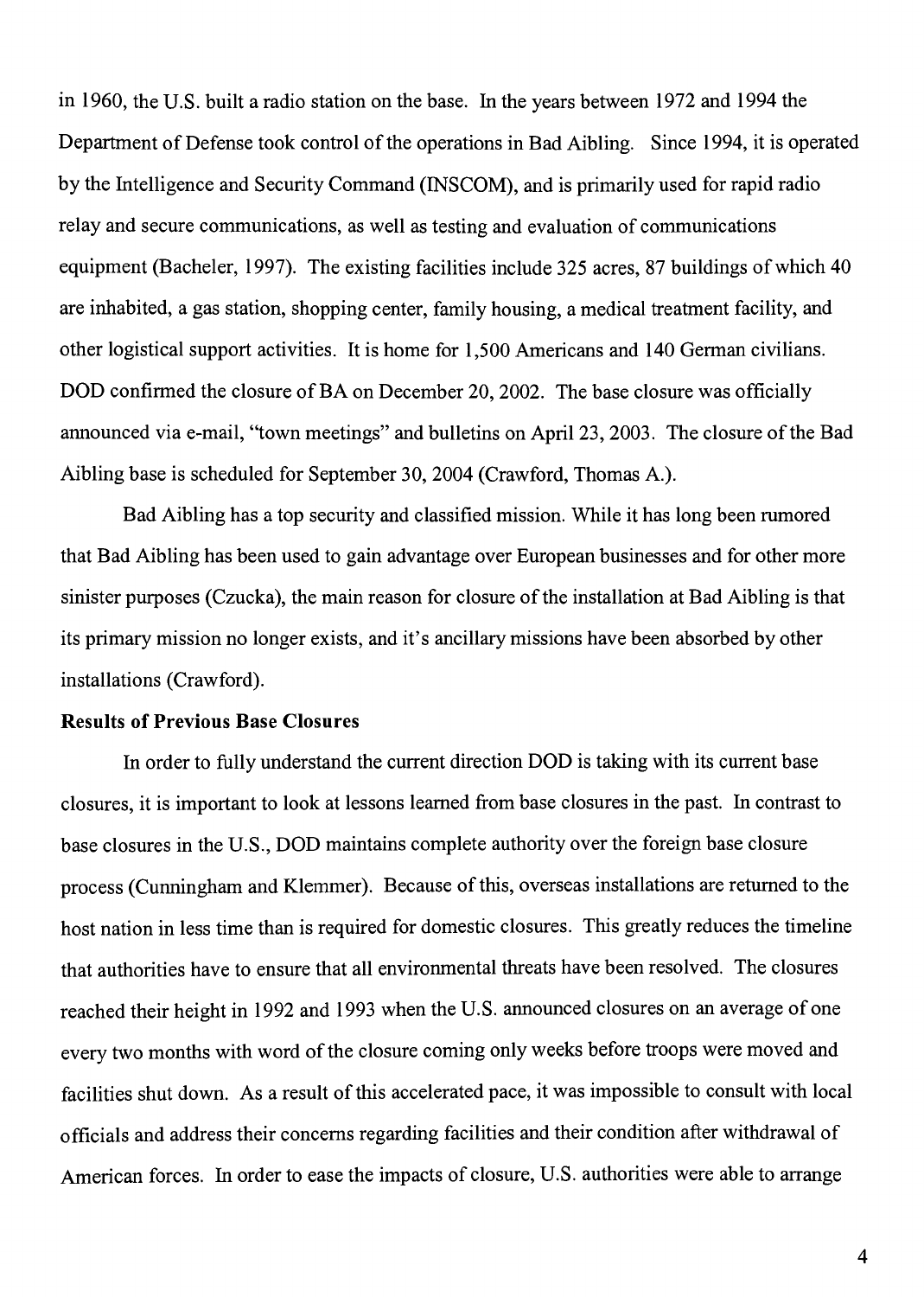in 1960, the U.S. built a radio station on the base. In the years between 1972 and 1994 the Department of Defense took control of the operations in Bad Aibling. Since 1994, it is operated by the Intelligence and Security Command (INSCOM), and is primarily used for rapid radio relay and secure communications, as well as testing and evaluation of communications equipment (Bacheler, 1997). The existing facilities include 325 acres, 87 buildings of which 40 are inhabited, a gas station, shopping center, family housing, a medical treatment facility, and other logistical support activities. It is home for 1,500 Americans and 140 German civilians. DOD confirmed the closure of BA on December 20, 2002. The base closure was officially announced via e-mail, "town meetings" and bulletins on April 23, 2003. The closure of the Bad Aibling base is scheduled for September 30, 2004 (Crawford, Thomas A.).

Bad Aibling has a top security and classified mission. While it has long been rumored that Bad Aibling has been used to gain advantage over European businesses and for other more sinister purposes (Czucka), the main reason for closure of the installation at Bad Aibling is that its primary mission no longer exists, and it's ancillary missions have been absorbed by other installations (Crawford).

**Results of Previous Base Closures**

In order to fully understand the current direction DOD is taking with its current base closures, it is important to look at lessons learned from base closures in the past. In contrast to base closures in the U.S., DOD maintains complete authority over the foreign base closure process (Cunningham and Klemmer). Because of this, overseas installations are returned to the host nation in less time than is required for domestic closures. This greatly reduces the timeline that authorities have to ensure that all environmental threats have been resolved. The closures reached their height in 1992 and 1993 when the U.S. announced closures on an average of one every two months with word of the closure coming only weeks before troops were moved and facilities shut down. As a result of this accelerated pace, it was impossible to consult with local officials and address their concerns regarding facilities and their condition after withdrawal of American forces. In order to ease the impacts of closure, U.S. authorities were able to arrange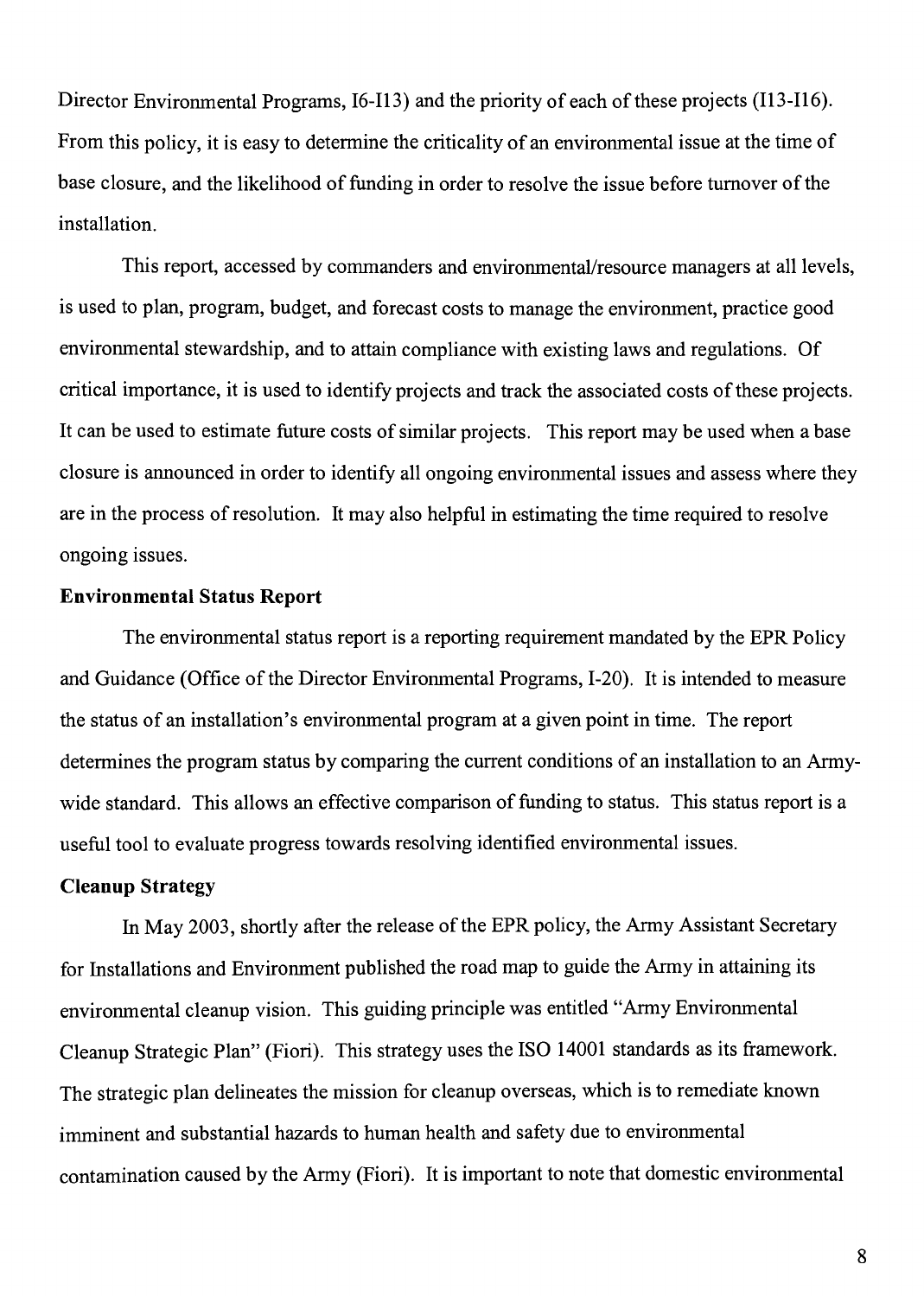Director Environmental Programs, I6-I13) and the priority of each of these projects (I13-I16). From this policy, it is easy to determine the criticality of an environmental issue at the time of base closure, and the likelihood of funding in order to resolve the issue before turnover of the installation.

This report, accessed by commanders and environmental/resource managers at all levels, is used to plan, program, budget, and forecast costs to manage the environment, practice good environmental stewardship, and to attain compliance with existing laws and regulations. Of critical importance, it is used to identify projects and track the associated costs of these projects. It can be used to estimate future costs of similar projects. This report may be used when a base closure is announced in order to identify all ongoing environmental issues and assess where they are in the process of resolution. It may also helpful in estimating the time required to resolve ongoing issues.

**Environmental Status Report**

The environmental status report is a reporting requirement mandated by the EPR Policy and Guidance (Office of the Director Environmental Programs, I-20). It is intended to measure the status of an installation's environmental program at a given point in time. The report determines the program status by comparing the current conditions of an installation to an Army-wide standard. This allows an effective comparison of funding to status. This status report is a useful tool to evaluate progress towards resolving identified environmental issues.

**Cleanup Strategy**

In May 2003, shortly after the release of the EPR policy, the Army Assistant Secretary for Installations and Environment published the road map to guide the Army in attaining its environmental cleanup vision. This guiding principle was entitled "Army Environmental Cleanup Strategic Plan" (Fiori). This strategy uses the ISO 14001 standards as its framework. The strategic plan delineates the mission for cleanup overseas, which is to remediate known imminent and substantial hazards to human health and safety due to environmental contamination caused by the Army (Fiori). It is important to note that domestic environmental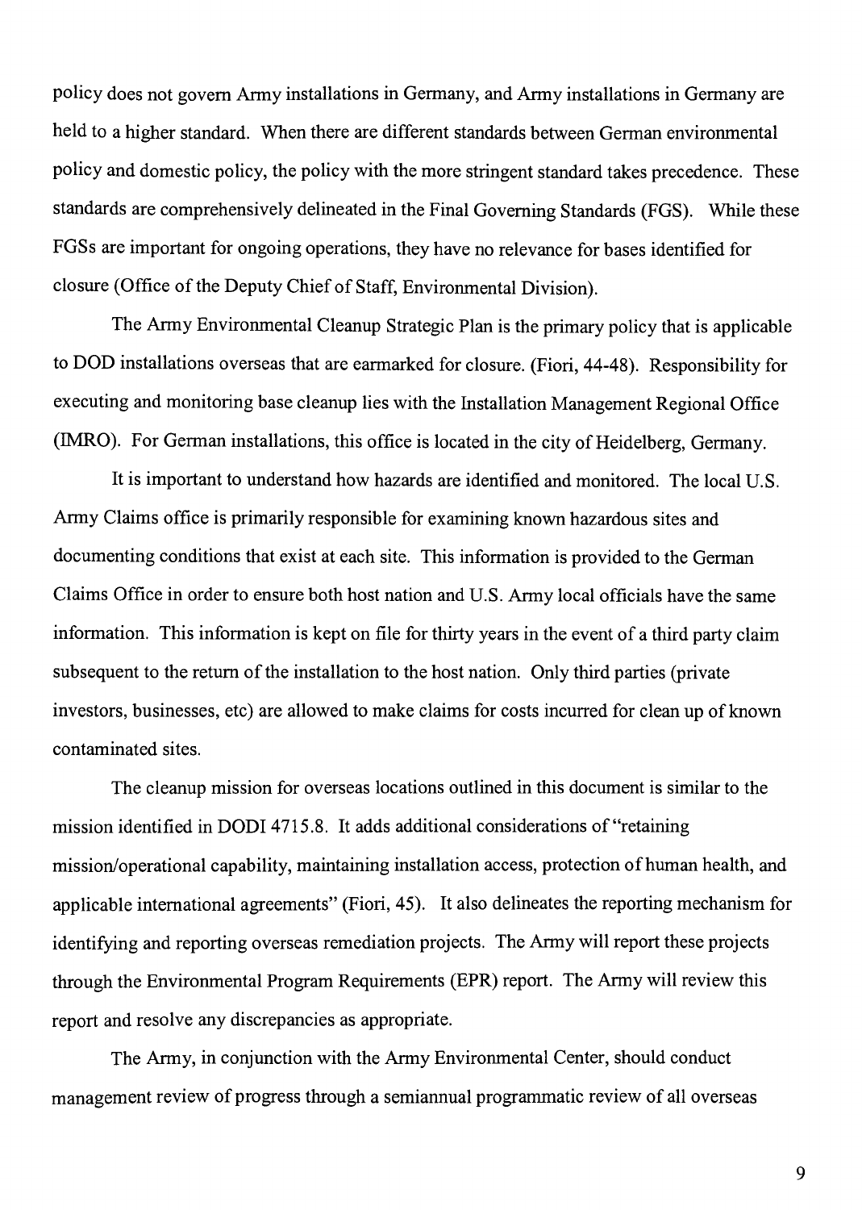policy does not govern Army installations in Germany, and Army installations in Germany are held to a higher standard. When there are different standards between German environmental policy and domestic policy, the policy with the more stringent standard takes precedence. These standards are comprehensively delineated in the Final Governing Standards (FGS). While these FGSs are important for ongoing operations, they have no relevance for bases identified for closure (Office of the Deputy Chief of Staff, Environmental Division).

The Army Environmental Cleanup Strategic Plan is the primary policy that is applicable to DOD installations overseas that are earmarked for closure. (Fiori, 44-48). Responsibility for executing and monitoring base cleanup lies with the Installation Management Regional Office (IMRO). For German installations, this office is located in the city of Heidelberg, Germany.

It is important to understand how hazards are identified and monitored. The local U.S. Army Claims office is primarily responsible for examining known hazardous sites and documenting conditions that exist at each site. This information is provided to the German Claims Office in order to ensure both host nation and U.S. Army local officials have the same information. This information is kept on file for thirty years in the event of a third party claim subsequent to the return of the installation to the host nation. Only third parties (private investors, businesses, etc) are allowed to make claims for costs incurred for clean up of known contaminated sites.

The cleanup mission for overseas locations outlined in this document is similar to the mission identified in DODI 4715.8. It adds additional considerations of "retaining mission/operational capability, maintaining installation access, protection of human health, and applicable international agreements" (Fiori, 45). It also delineates the reporting mechanism for identifying and reporting overseas remediation projects. The Army will report these projects through the Environmental Program Requirements (EPR) report. The Army will review this report and resolve any discrepancies as appropriate.

The Army, in conjunction with the Army Environmental Center, should conduct management review of progress through a semiannual programmatic review of all overseas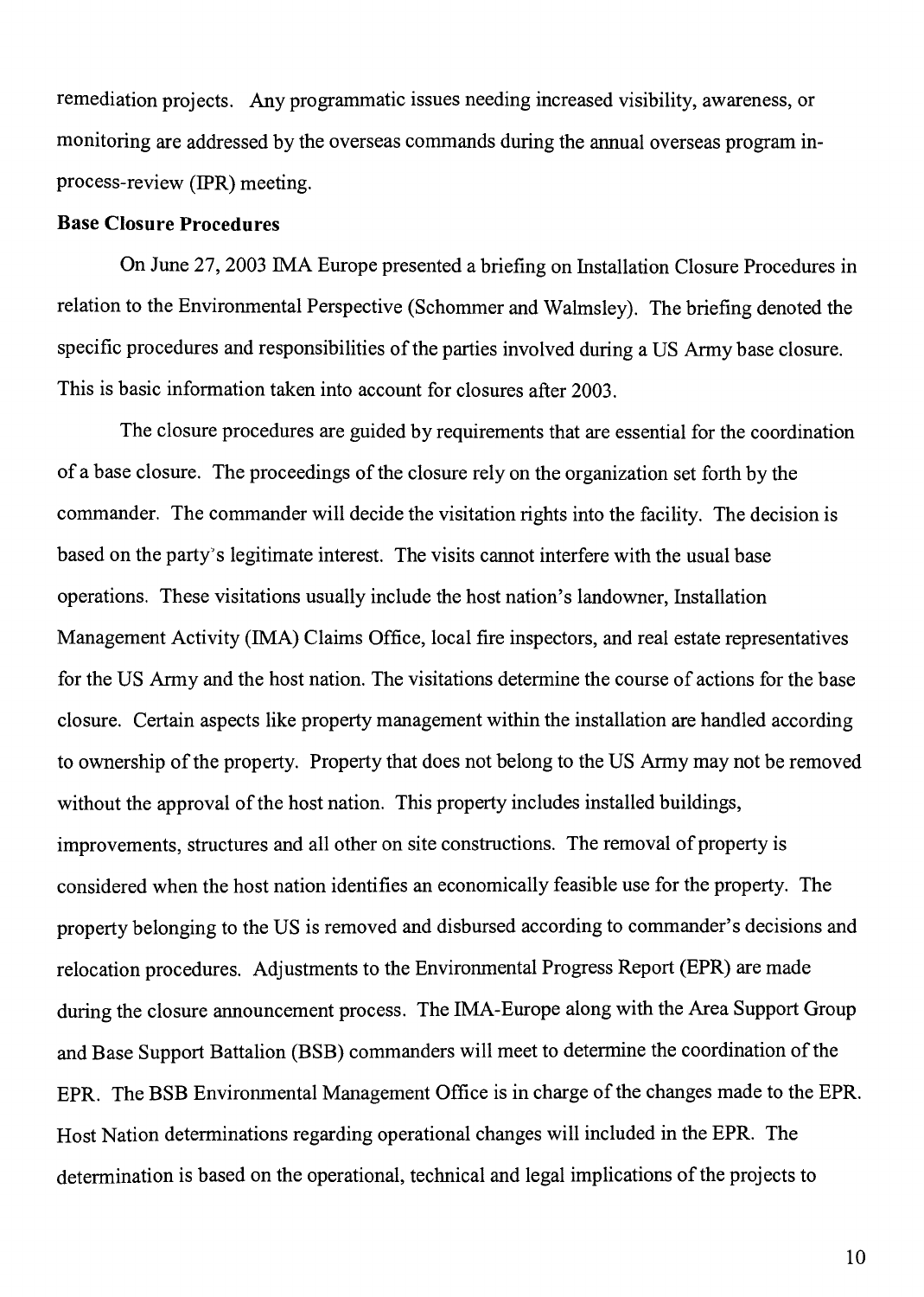remediation projects. Any programmatic issues needing increased visibility, awareness, or monitoring are addressed by the overseas commands during the annual overseas program in-process-review (IPR) meeting.

**Base Closure Procedures**

On June 27, 2003 IMA Europe presented a briefing on Installation Closure Procedures in relation to the Environmental Perspective (Schommer and Walmsley). The briefing denoted the specific procedures and responsibilities of the parties involved during a US Army base closure. This is basic information taken into account for closures after 2003.

The closure procedures are guided by requirements that are essential for the coordination of a base closure. The proceedings of the closure rely on the organization set forth by the commander. The commander will decide the visitation rights into the facility. The decision is based on the party's legitimate interest. The visits cannot interfere with the usual base operations. These visitations usually include the host nation's landowner, Installation Management Activity (IMA) Claims Office, local fire inspectors, and real estate representatives for the US Army and the host nation. The visitations determine the course of actions for the base closure. Certain aspects like property management within the installation are handled according to ownership of the property. Property that does not belong to the US Army may not be removed without the approval of the host nation. This property includes installed buildings, improvements, structures and all other on site constructions. The removal of property is considered when the host nation identifies an economically feasible use for the property. The property belonging to the US is removed and disbursed according to commander's decisions and relocation procedures. Adjustments to the Environmental Progress Report (EPR) are made during the closure announcement process. The IMA-Europe along with the Area Support Group and Base Support Battalion (BSB) commanders will meet to determine the coordination of the EPR. The BSB Environmental Management Office is in charge of the changes made to the EPR. Host Nation determinations regarding operational changes will included in the EPR. The determination is based on the operational, technical and legal implications of the projects to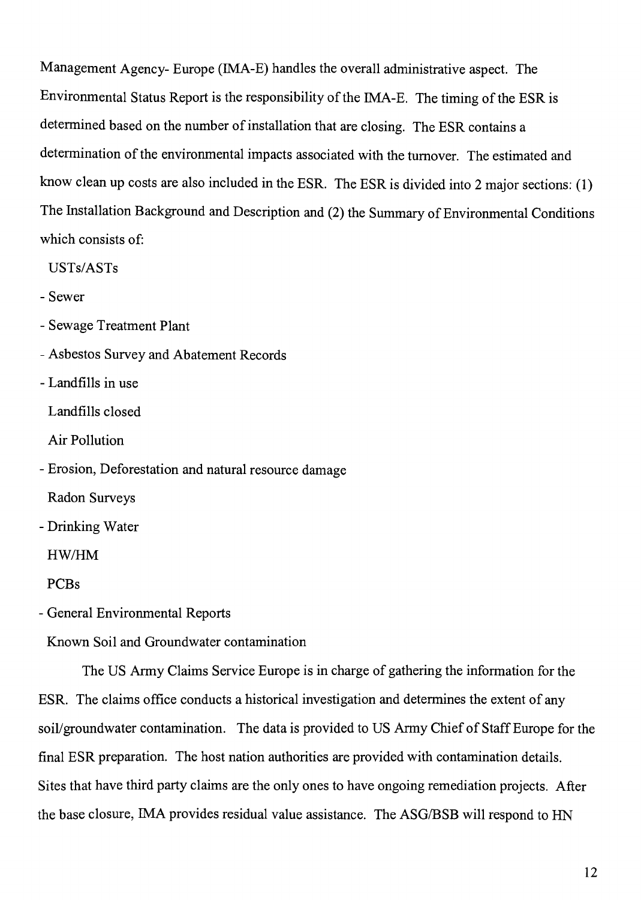Management Agency- Europe (IMA-E) handles the overall administrative aspect. The Environmental Status Report is the responsibility of the IMA-E. The timing of the ESR is determined based on the number of installation that are closing. The ESR contains a determination of the environmental impacts associated with the turnover. The estimated and know clean up costs are also included in the ESR. The ESR is divided into 2 major sections: (1) The Installation Background and Description and (2) the Summary of Environmental Conditions which consists of:

- USTs/ASTs
- Sewer
- Sewage Treatment Plant
- Asbestos Survey and Abatement Records
- Landfills in use
- Landfills closed
- Air Pollution
- Erosion, Deforestation and natural resource damage
- Radon Surveys
- Drinking Water
- HW/HM
- PCBs
- General Environmental Reports
- Known Soil and Groundwater contamination

The US Army Claims Service Europe is in charge of gathering the information for the ESR. The claims office conducts a historical investigation and determines the extent of any soil/groundwater contamination. The data is provided to US Army Chief of Staff Europe for the final ESR preparation. The host nation authorities are provided with contamination details. Sites that have third party claims are the only ones to have ongoing remediation projects. After the base closure, IMA provides residual value assistance. The ASG/BSB will respond to HN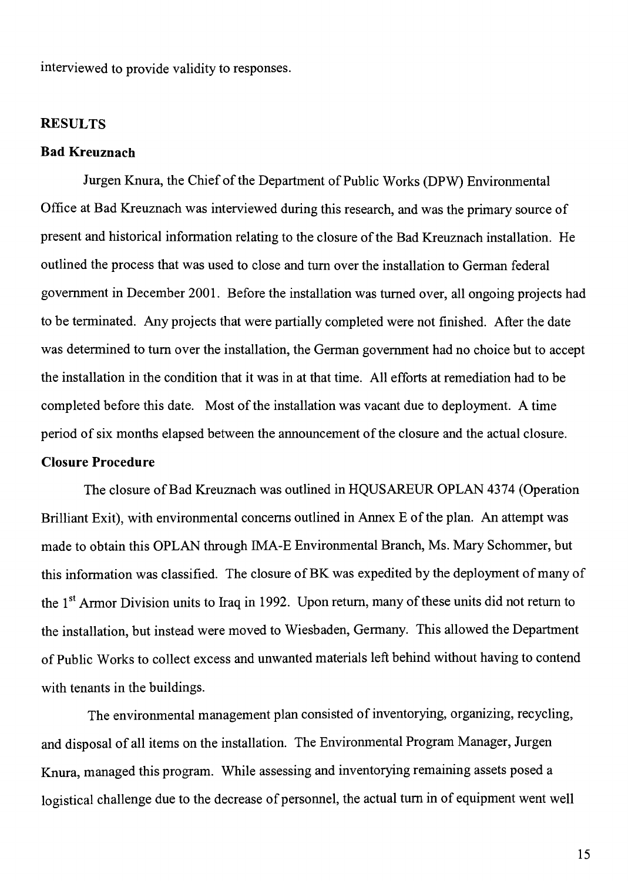interviewed to provide validity to responses.

## RESULTS

### Bad Kreuznach

Jurgen Knura, the Chief of the Department of Public Works (DPW) Environmental Office at Bad Kreuznach was interviewed during this research, and was the primary source of present and historical information relating to the closure of the Bad Kreuznach installation. He outlined the process that was used to close and turn over the installation to German federal government in December 2001. Before the installation was turned over, all ongoing projects had to be terminated. Any projects that were partially completed were not finished. After the date was determined to turn over the installation, the German government had no choice but to accept the installation in the condition that it was in at that time. All efforts at remediation had to be completed before this date. Most of the installation was vacant due to deployment. A time period of six months elapsed between the announcement of the closure and the actual closure.

### Closure Procedure

The closure of Bad Kreuznach was outlined in HQUSAREUR OPLAN 4374 (Operation Brilliant Exit), with environmental concerns outlined in Annex E of the plan. An attempt was made to obtain this OPLAN through IMA-E Environmental Branch, Ms. Mary Schommer, but this information was classified. The closure of BK was expedited by the deployment of many of the 1st Armor Division units to Iraq in 1992. Upon return, many of these units did not return to the installation, but instead were moved to Wiesbaden, Germany. This allowed the Department of Public Works to collect excess and unwanted materials left behind without having to contend with tenants in the buildings.

The environmental management plan consisted of inventorying, organizing, recycling, and disposal of all items on the installation. The Environmental Program Manager, Jurgen Knura, managed this program. While assessing and inventorying remaining assets posed a logistical challenge due to the decrease of personnel, the actual turn in of equipment went well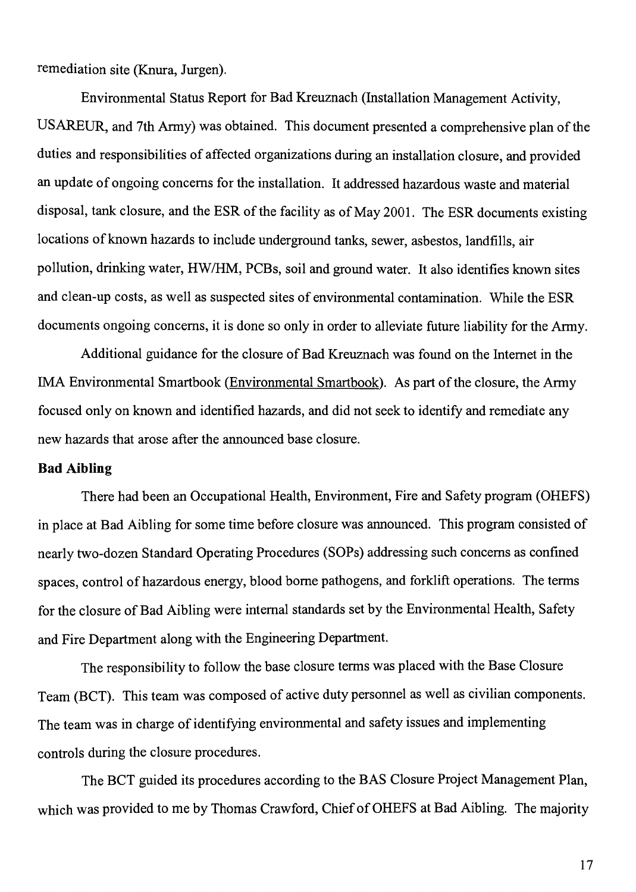remediation site (Knura, Jurgen).

Environmental Status Report for Bad Kreuznach (Installation Management Activity, USAREUR, and 7th Army) was obtained. This document presented a comprehensive plan of the duties and responsibilities of affected organizations during an installation closure, and provided an update of ongoing concerns for the installation. It addressed hazardous waste and material disposal, tank closure, and the ESR of the facility as of May 2001. The ESR documents existing locations of known hazards to include underground tanks, sewer, asbestos, landfills, air pollution, drinking water, HW/HM, PCBs, soil and ground water. It also identifies known sites and clean-up costs, as well as suspected sites of environmental contamination. While the ESR documents ongoing concerns, it is done so only in order to alleviate future liability for the Army.

Additional guidance for the closure of Bad Kreuznach was found on the Internet in the IMA Environmental Smartbook (Environmental Smartbook). As part of the closure, the Army focused only on known and identified hazards, and did not seek to identify and remediate any new hazards that arose after the announced base closure.

**Bad Aibling**

There had been an Occupational Health, Environment, Fire and Safety program (OHEFS) in place at Bad Aibling for some time before closure was announced. This program consisted of nearly two-dozen Standard Operating Procedures (SOPs) addressing such concerns as confined spaces, control of hazardous energy, blood borne pathogens, and forklift operations. The terms for the closure of Bad Aibling were internal standards set by the Environmental Health, Safety and Fire Department along with the Engineering Department.

The responsibility to follow the base closure terms was placed with the Base Closure Team (BCT). This team was composed of active duty personnel as well as civilian components. The team was in charge of identifying environmental and safety issues and implementing controls during the closure procedures.

The BCT guided its procedures according to the BAS Closure Project Management Plan, which was provided to me by Thomas Crawford, Chief of OHEFS at Bad Aibling. The majority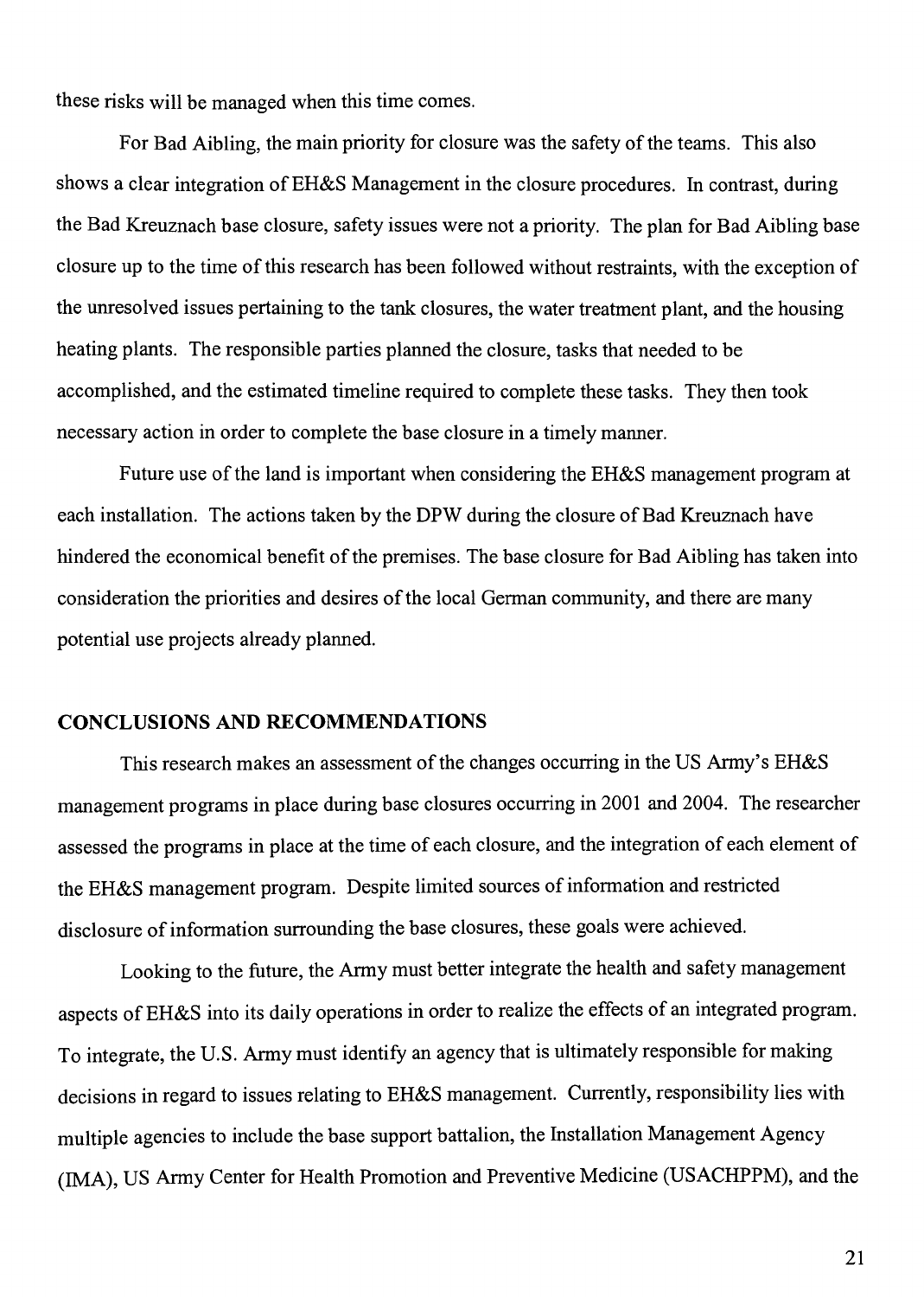these risks will be managed when this time comes.

For Bad Aibling, the main priority for closure was the safety of the teams. This also shows a clear integration of EH&S Management in the closure procedures. In contrast, during the Bad Kreuznach base closure, safety issues were not a priority. The plan for Bad Aibling base closure up to the time of this research has been followed without restraints, with the exception of the unresolved issues pertaining to the tank closures, the water treatment plant, and the housing heating plants. The responsible parties planned the closure, tasks that needed to be accomplished, and the estimated timeline required to complete these tasks. They then took necessary action in order to complete the base closure in a timely manner.

Future use of the land is important when considering the EH&S management program at each installation. The actions taken by the DPW during the closure of Bad Kreuznach have hindered the economical benefit of the premises. The base closure for Bad Aibling has taken into consideration the priorities and desires of the local German community, and there are many potential use projects already planned.

## CONCLUSIONS AND RECOMMENDATIONS

This research makes an assessment of the changes occurring in the US Army's EH&S management programs in place during base closures occurring in 2001 and 2004. The researcher assessed the programs in place at the time of each closure, and the integration of each element of the EH&S management program. Despite limited sources of information and restricted disclosure of information surrounding the base closures, these goals were achieved.

Looking to the future, the Army must better integrate the health and safety management aspects of EH&S into its daily operations in order to realize the effects of an integrated program. To integrate, the U.S. Army must identify an agency that is ultimately responsible for making decisions in regard to issues relating to EH&S management. Currently, responsibility lies with multiple agencies to include the base support battalion, the Installation Management Agency (IMA), US Army Center for Health Promotion and Preventive Medicine (USACHPPM), and the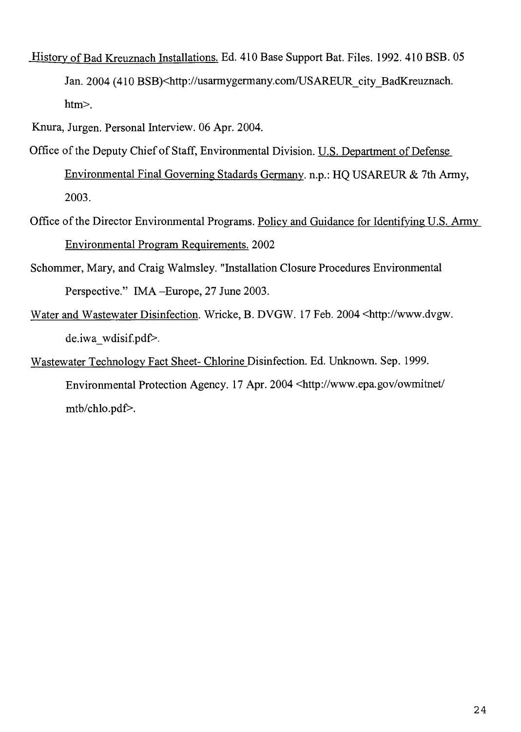History of Bad Kreuznach Installations. Ed. 410 Base Support Bat. Files. 1992. 410 BSB. 05 Jan. 2004 (410 BSB)<http://usarmygermany.com/USAREUR_city_BadKreuznach.htm>.

Knura, Jurgen. Personal Interview. 06 Apr. 2004.

Office of the Deputy Chief of Staff, Environmental Division. U.S. Department of Defense Environmental Final Governing Stadards Germany. n.p.: HQ USAREUR & 7th Army, 2003.

Office of the Director Environmental Programs. Policy and Guidance for Identifying U.S. Army Environmental Program Requirements. 2002

Schommer, Mary, and Craig Walmsley. "Installation Closure Procedures Environmental Perspective." IMA –Europe, 27 June 2003.

Water and Wastewater Disinfection. Wricke, B. DVGW. 17 Feb. 2004 <http://www.dvgw.de.iwa_wdisif.pdf>.

Wastewater Technology Fact Sheet- Chlorine Disinfection. Ed. Unknown. Sep. 1999. Environmental Protection Agency. 17 Apr. 2004 <http://www.epa.gov/owmitnet/mtb/chlo.pdf>.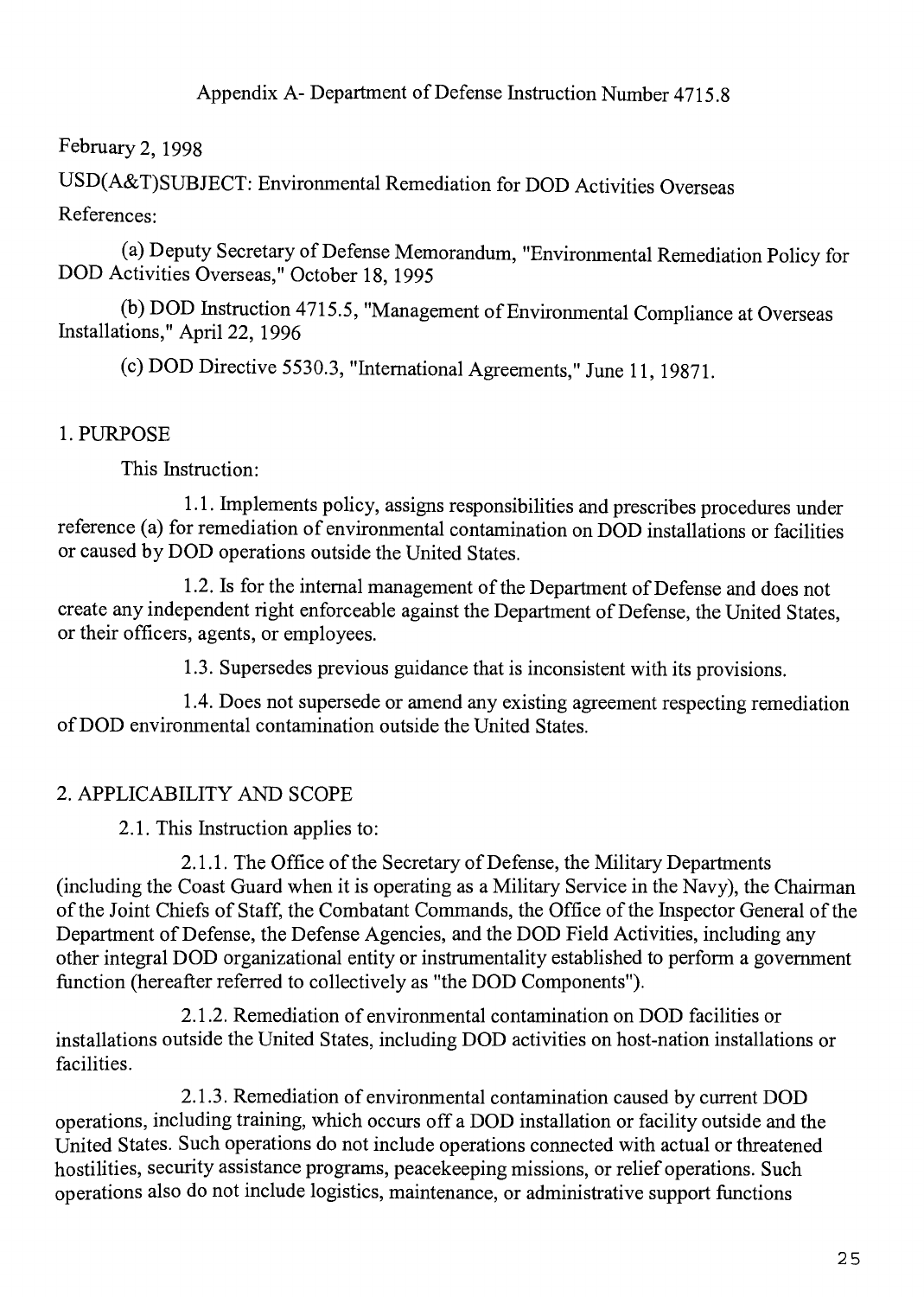# Appendix A- Department of Defense Instruction Number 4715.8

February 2, 1998

USD(A&T)SUBJECT: Environmental Remediation for DOD Activities Overseas

References:

(a) Deputy Secretary of Defense Memorandum, "Environmental Remediation Policy for DOD Activities Overseas," October 18, 1995

(b) DOD Instruction 4715.5, "Management of Environmental Compliance at Overseas Installations," April 22, 1996

(c) DOD Directive 5530.3, "International Agreements," June 11, 19871.

## 1. PURPOSE

This Instruction:

1.1. Implements policy, assigns responsibilities and prescribes procedures under reference (a) for remediation of environmental contamination on DOD installations or facilities or caused by DOD operations outside the United States.

1.2. Is for the internal management of the Department of Defense and does not create any independent right enforceable against the Department of Defense, the United States, or their officers, agents, or employees.

1.3. Supersedes previous guidance that is inconsistent with its provisions.

1.4. Does not supersede or amend any existing agreement respecting remediation of DOD environmental contamination outside the United States.

## 2. APPLICABILITY AND SCOPE

2.1. This Instruction applies to:

2.1.1. The Office of the Secretary of Defense, the Military Departments (including the Coast Guard when it is operating as a Military Service in the Navy), the Chairman of the Joint Chiefs of Staff, the Combatant Commands, the Office of the Inspector General of the Department of Defense, the Defense Agencies, and the DOD Field Activities, including any other integral DOD organizational entity or instrumentality established to perform a government function (hereafter referred to collectively as "the DOD Components").

2.1.2. Remediation of environmental contamination on DOD facilities or installations outside the United States, including DOD activities on host-nation installations or facilities.

2.1.3. Remediation of environmental contamination caused by current DOD operations, including training, which occurs off a DOD installation or facility outside and the United States. Such operations do not include operations connected with actual or threatened hostilities, security assistance programs, peacekeeping missions, or relief operations. Such operations also do not include logistics, maintenance, or administrative support functions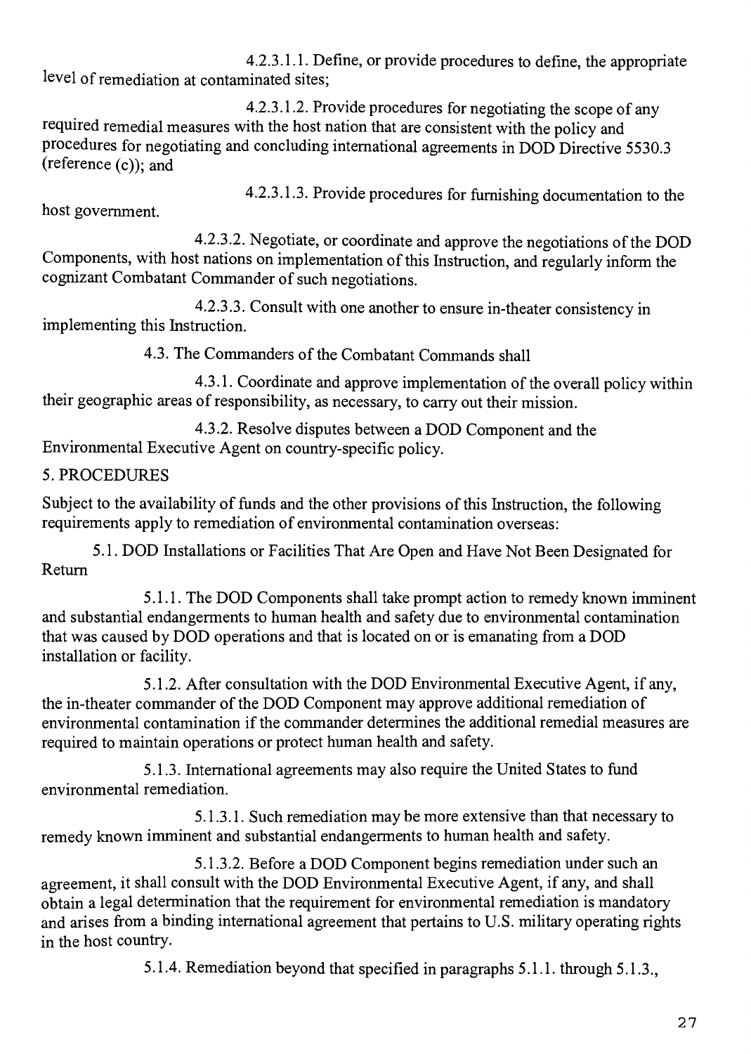4.2.3.1.1. Define, or provide procedures to define, the appropriate level of remediation at contaminated sites;

4.2.3.1.2. Provide procedures for negotiating the scope of any required remedial measures with the host nation that are consistent with the policy and procedures for negotiating and concluding international agreements in DOD Directive 5530.3 (reference (c)); and

4.2.3.1.3. Provide procedures for furnishing documentation to the host government.

4.2.3.2. Negotiate, or coordinate and approve the negotiations of the DOD Components, with host nations on implementation of this Instruction, and regularly inform the cognizant Combatant Commander of such negotiations.

4.2.3.3. Consult with one another to ensure in-theater consistency in implementing this Instruction.

4.3. The Commanders of the Combatant Commands shall

4.3.1. Coordinate and approve implementation of the overall policy within their geographic areas of responsibility, as necessary, to carry out their mission.

4.3.2. Resolve disputes between a DOD Component and the Environmental Executive Agent on country-specific policy.

5. PROCEDURES

Subject to the availability of funds and the other provisions of this Instruction, the following requirements apply to remediation of environmental contamination overseas:

5.1. DOD Installations or Facilities That Are Open and Have Not Been Designated for Return

5.1.1. The DOD Components shall take prompt action to remedy known imminent and substantial endangerments to human health and safety due to environmental contamination that was caused by DOD operations and that is located on or is emanating from a DOD installation or facility.

5.1.2. After consultation with the DOD Environmental Executive Agent, if any, the in-theater commander of the DOD Component may approve additional remediation of environmental contamination if the commander determines the additional remedial measures are required to maintain operations or protect human health and safety.

5.1.3. International agreements may also require the United States to fund environmental remediation.

5.1.3.1. Such remediation may be more extensive than that necessary to remedy known imminent and substantial endangerments to human health and safety.

5.1.3.2. Before a DOD Component begins remediation under such an agreement, it shall consult with the DOD Environmental Executive Agent, if any, and shall obtain a legal determination that the requirement for environmental remediation is mandatory and arises from a binding international agreement that pertains to U.S. military operating rights in the host country.

5.1.4. Remediation beyond that specified in paragraphs 5.1.1. through 5.1.3.,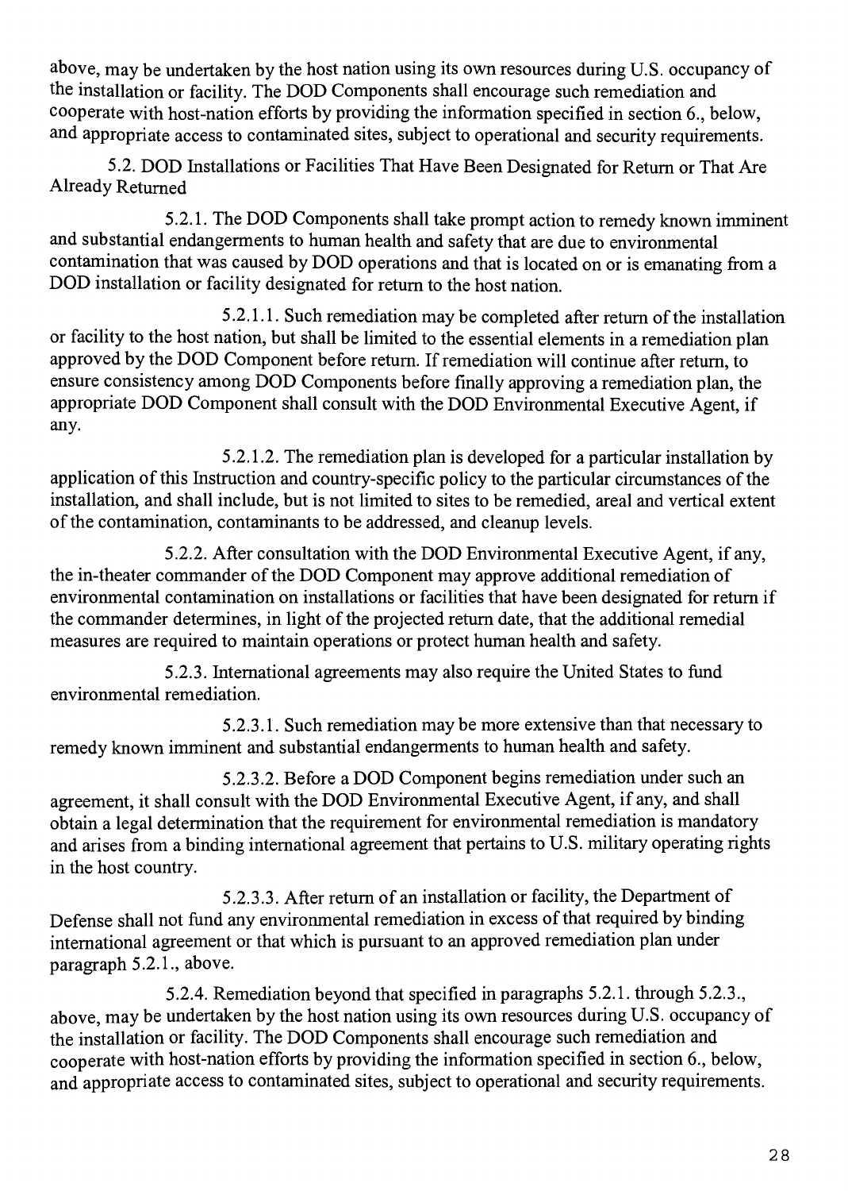above, may be undertaken by the host nation using its own resources during U.S. occupancy of the installation or facility. The DOD Components shall encourage such remediation and cooperate with host-nation efforts by providing the information specified in section 6., below, and appropriate access to contaminated sites, subject to operational and security requirements.

5.2. DOD Installations or Facilities That Have Been Designated for Return or That Are Already Returned

5.2.1. The DOD Components shall take prompt action to remedy known imminent and substantial endangerments to human health and safety that are due to environmental contamination that was caused by DOD operations and that is located on or is emanating from a DOD installation or facility designated for return to the host nation.

5.2.1.1. Such remediation may be completed after return of the installation or facility to the host nation, but shall be limited to the essential elements in a remediation plan approved by the DOD Component before return. If remediation will continue after return, to ensure consistency among DOD Components before finally approving a remediation plan, the appropriate DOD Component shall consult with the DOD Environmental Executive Agent, if any.

5.2.1.2. The remediation plan is developed for a particular installation by application of this Instruction and country-specific policy to the particular circumstances of the installation, and shall include, but is not limited to sites to be remedied, areal and vertical extent of the contamination, contaminants to be addressed, and cleanup levels.

5.2.2. After consultation with the DOD Environmental Executive Agent, if any, the in-theater commander of the DOD Component may approve additional remediation of environmental contamination on installations or facilities that have been designated for return if the commander determines, in light of the projected return date, that the additional remedial measures are required to maintain operations or protect human health and safety.

5.2.3. International agreements may also require the United States to fund environmental remediation.

5.2.3.1. Such remediation may be more extensive than that necessary to remedy known imminent and substantial endangerments to human health and safety.

5.2.3.2. Before a DOD Component begins remediation under such an agreement, it shall consult with the DOD Environmental Executive Agent, if any, and shall obtain a legal determination that the requirement for environmental remediation is mandatory and arises from a binding international agreement that pertains to U.S. military operating rights in the host country.

5.2.3.3. After return of an installation or facility, the Department of Defense shall not fund any environmental remediation in excess of that required by binding international agreement or that which is pursuant to an approved remediation plan under paragraph 5.2.1., above.

5.2.4. Remediation beyond that specified in paragraphs 5.2.1. through 5.2.3., above, may be undertaken by the host nation using its own resources during U.S. occupancy of the installation or facility. The DOD Components shall encourage such remediation and cooperate with host-nation efforts by providing the information specified in section 6., below, and appropriate access to contaminated sites, subject to operational and security requirements.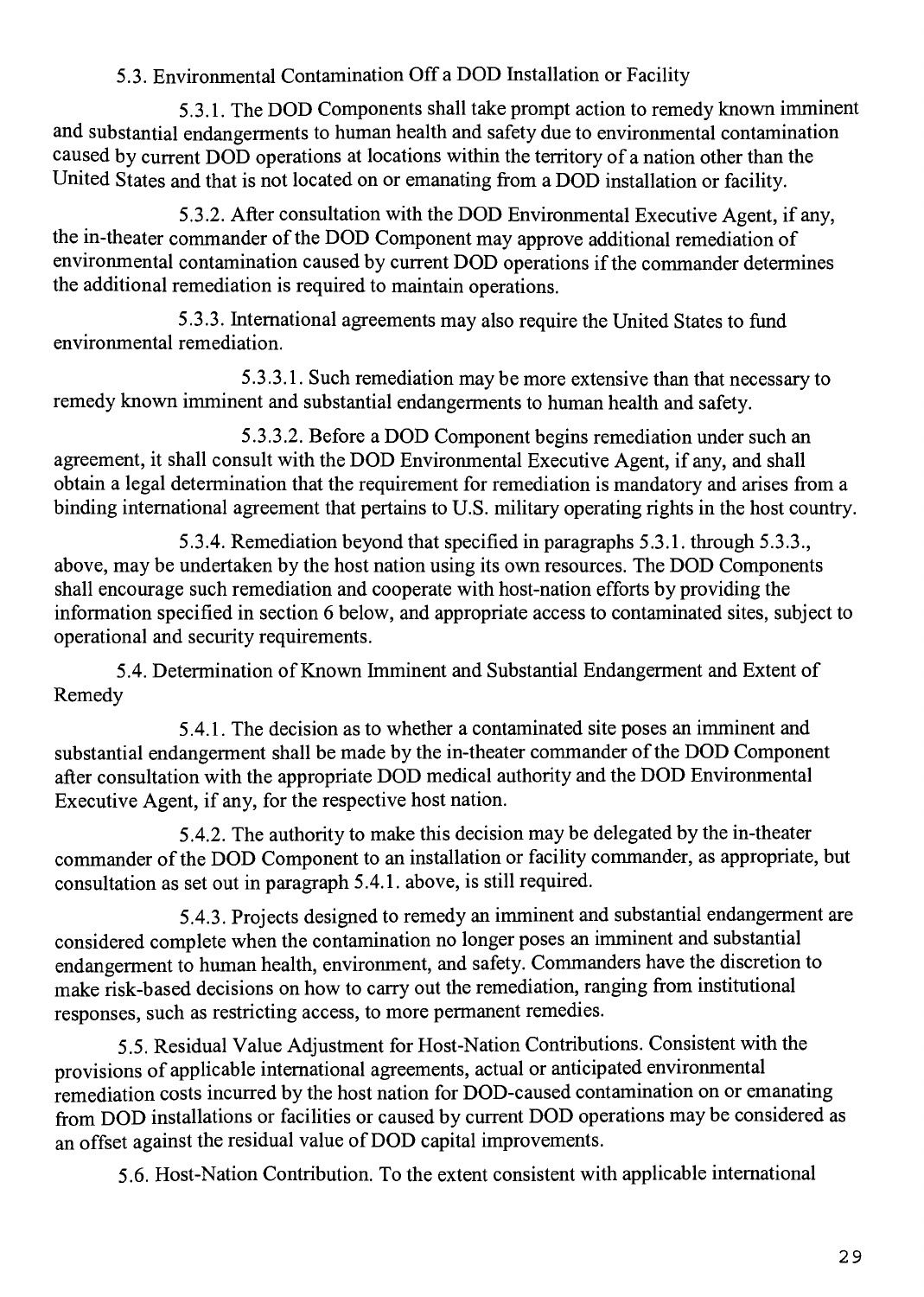5.3. Environmental Contamination Off a DOD Installation or Facility

5.3.1. The DOD Components shall take prompt action to remedy known imminent and substantial endangerments to human health and safety due to environmental contamination caused by current DOD operations at locations within the territory of a nation other than the United States and that is not located on or emanating from a DOD installation or facility.

5.3.2. After consultation with the DOD Environmental Executive Agent, if any, the in-theater commander of the DOD Component may approve additional remediation of environmental contamination caused by current DOD operations if the commander determines the additional remediation is required to maintain operations.

5.3.3. International agreements may also require the United States to fund environmental remediation.

5.3.3.1. Such remediation may be more extensive than that necessary to remedy known imminent and substantial endangerments to human health and safety.

5.3.3.2. Before a DOD Component begins remediation under such an agreement, it shall consult with the DOD Environmental Executive Agent, if any, and shall obtain a legal determination that the requirement for remediation is mandatory and arises from a binding international agreement that pertains to U.S. military operating rights in the host country.

5.3.4. Remediation beyond that specified in paragraphs 5.3.1. through 5.3.3., above, may be undertaken by the host nation using its own resources. The DOD Components shall encourage such remediation and cooperate with host-nation efforts by providing the information specified in section 6 below, and appropriate access to contaminated sites, subject to operational and security requirements.

5.4. Determination of Known Imminent and Substantial Endangerment and Extent of Remedy

5.4.1. The decision as to whether a contaminated site poses an imminent and substantial endangerment shall be made by the in-theater commander of the DOD Component after consultation with the appropriate DOD medical authority and the DOD Environmental Executive Agent, if any, for the respective host nation.

5.4.2. The authority to make this decision may be delegated by the in-theater commander of the DOD Component to an installation or facility commander, as appropriate, but consultation as set out in paragraph 5.4.1. above, is still required.

5.4.3. Projects designed to remedy an imminent and substantial endangerment are considered complete when the contamination no longer poses an imminent and substantial endangerment to human health, environment, and safety. Commanders have the discretion to make risk-based decisions on how to carry out the remediation, ranging from institutional responses, such as restricting access, to more permanent remedies.

5.5. Residual Value Adjustment for Host-Nation Contributions. Consistent with the provisions of applicable international agreements, actual or anticipated environmental remediation costs incurred by the host nation for DOD-caused contamination on or emanating from DOD installations or facilities or caused by current DOD operations may be considered as an offset against the residual value of DOD capital improvements.

5.6. Host-Nation Contribution. To the extent consistent with applicable international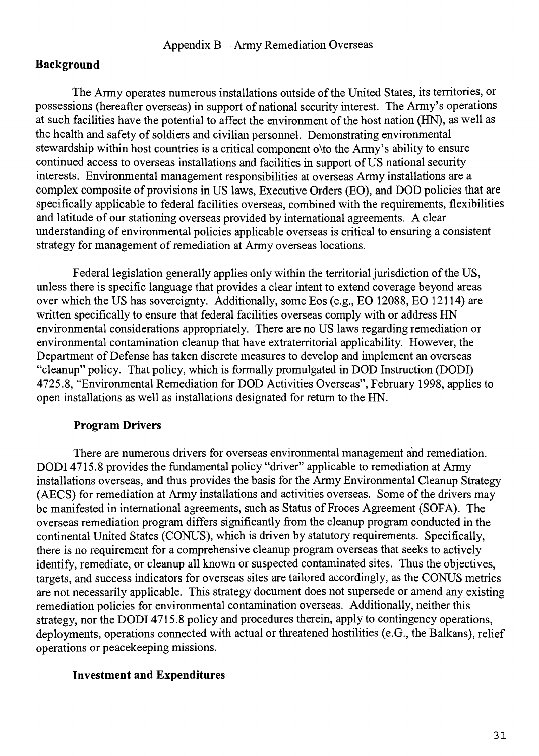Appendix B—Army Remediation Overseas

## Background

The Army operates numerous installations outside of the United States, its territories, or possessions (hereafter overseas) in support of national security interest. The Army's operations at such facilities have the potential to affect the environment of the host nation (HN), as well as the health and safety of soldiers and civilian personnel. Demonstrating environmental stewardship within host countries is a critical component o\to the Army's ability to ensure continued access to overseas installations and facilities in support of US national security interests. Environmental management responsibilities at overseas Army installations are a complex composite of provisions in US laws, Executive Orders (EO), and DOD policies that are specifically applicable to federal facilities overseas, combined with the requirements, flexibilities and latitude of our stationing overseas provided by international agreements. A clear understanding of environmental policies applicable overseas is critical to ensuring a consistent strategy for management of remediation at Army overseas locations.

Federal legislation generally applies only within the territorial jurisdiction of the US, unless there is specific language that provides a clear intent to extend coverage beyond areas over which the US has sovereignty. Additionally, some Eos (e.g., EO 12088, EO 12114) are written specifically to ensure that federal facilities overseas comply with or address HN environmental considerations appropriately. There are no US laws regarding remediation or environmental contamination cleanup that have extraterritorial applicability. However, the Department of Defense has taken discrete measures to develop and implement an overseas "cleanup" policy. That policy, which is formally promulgated in DOD Instruction (DODI) 4725.8, "Environmental Remediation for DOD Activities Overseas", February 1998, applies to open installations as well as installations designated for return to the HN.

### Program Drivers

There are numerous drivers for overseas environmental management and remediation. DODI 4715.8 provides the fundamental policy "driver" applicable to remediation at Army installations overseas, and thus provides the basis for the Army Environmental Cleanup Strategy (AECS) for remediation at Army installations and activities overseas. Some of the drivers may be manifested in international agreements, such as Status of Froces Agreement (SOFA). The overseas remediation program differs significantly from the cleanup program conducted in the continental United States (CONUS), which is driven by statutory requirements. Specifically, there is no requirement for a comprehensive cleanup program overseas that seeks to actively identify, remediate, or cleanup all known or suspected contaminated sites. Thus the objectives, targets, and success indicators for overseas sites are tailored accordingly, as the CONUS metrics are not necessarily applicable. This strategy document does not supersede or amend any existing remediation policies for environmental contamination overseas. Additionally, neither this strategy, nor the DODI 4715.8 policy and procedures therein, apply to contingency operations, deployments, operations connected with actual or threatened hostilities (e.G., the Balkans), relief operations or peacekeeping missions.

### Investment and Expenditures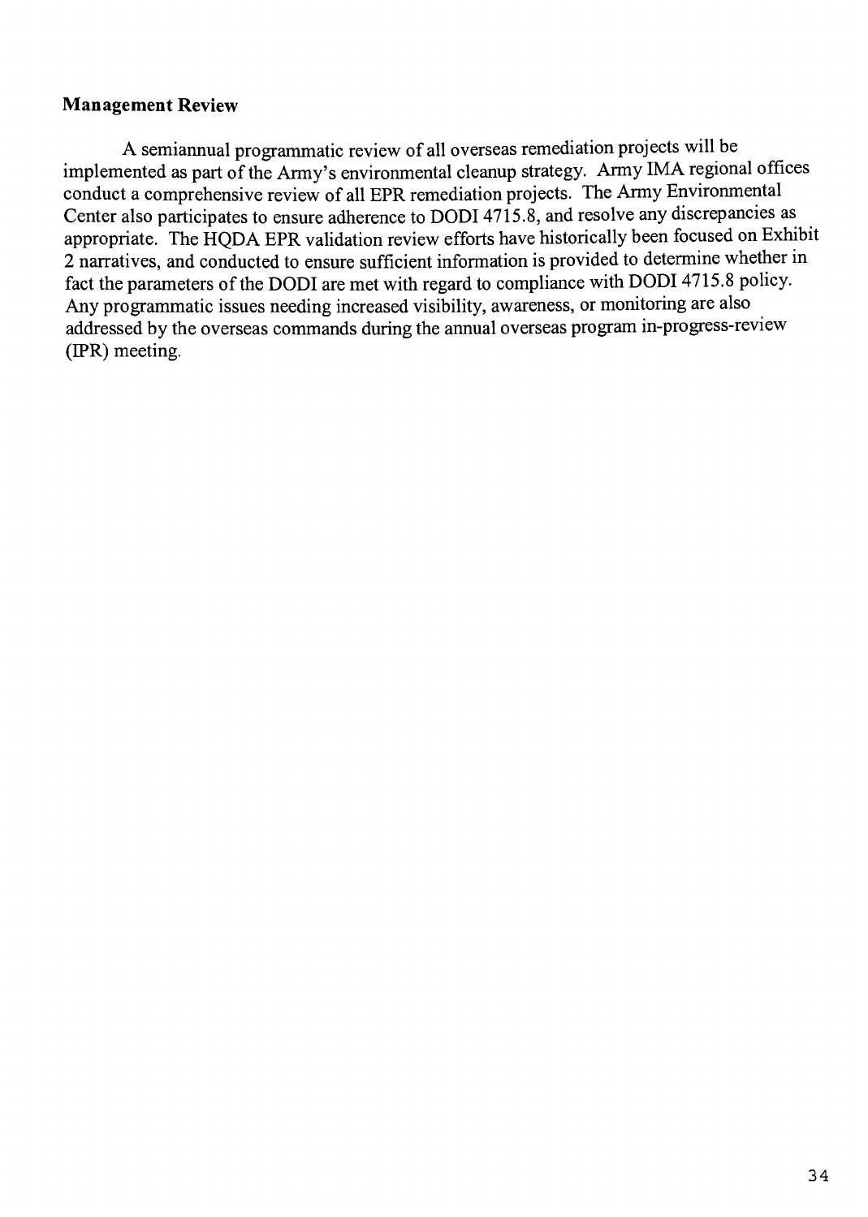**Management Review**

A semiannual programmatic review of all overseas remediation projects will be implemented as part of the Army's environmental cleanup strategy. Army IMA regional offices conduct a comprehensive review of all EPR remediation projects. The Army Environmental Center also participates to ensure adherence to DODI 4715.8, and resolve any discrepancies as appropriate. The HQDA EPR validation review efforts have historically been focused on Exhibit 2 narratives, and conducted to ensure sufficient information is provided to determine whether in fact the parameters of the DODI are met with regard to compliance with DODI 4715.8 policy. Any programmatic issues needing increased visibility, awareness, or monitoring are also addressed by the overseas commands during the annual overseas program in-progress-review (IPR) meeting.